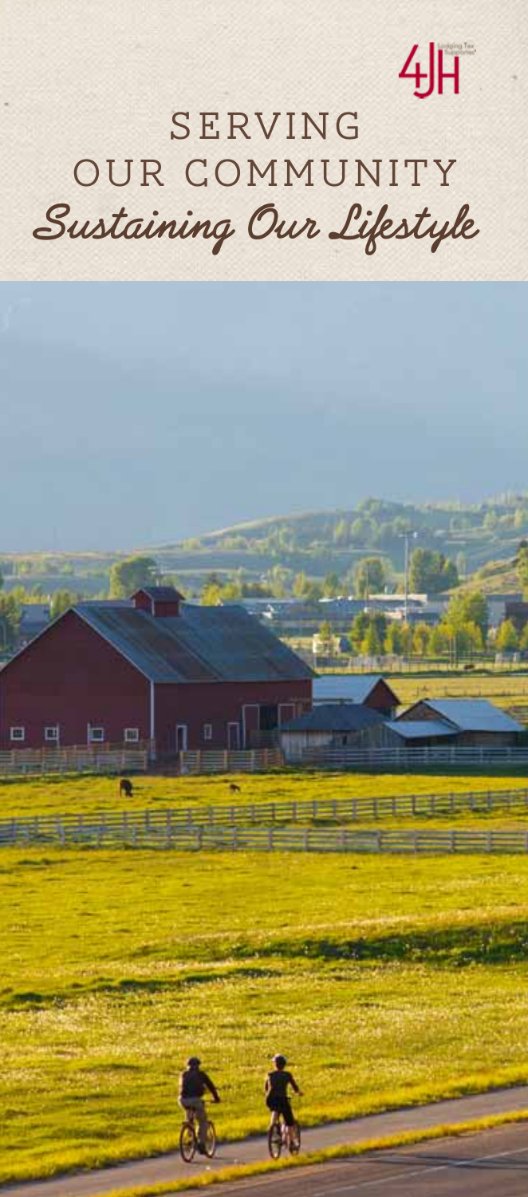4JH

Lodging Tax Supported

# SERVING OUR COMMUNITY

## *Sustaining Our Lifestyle*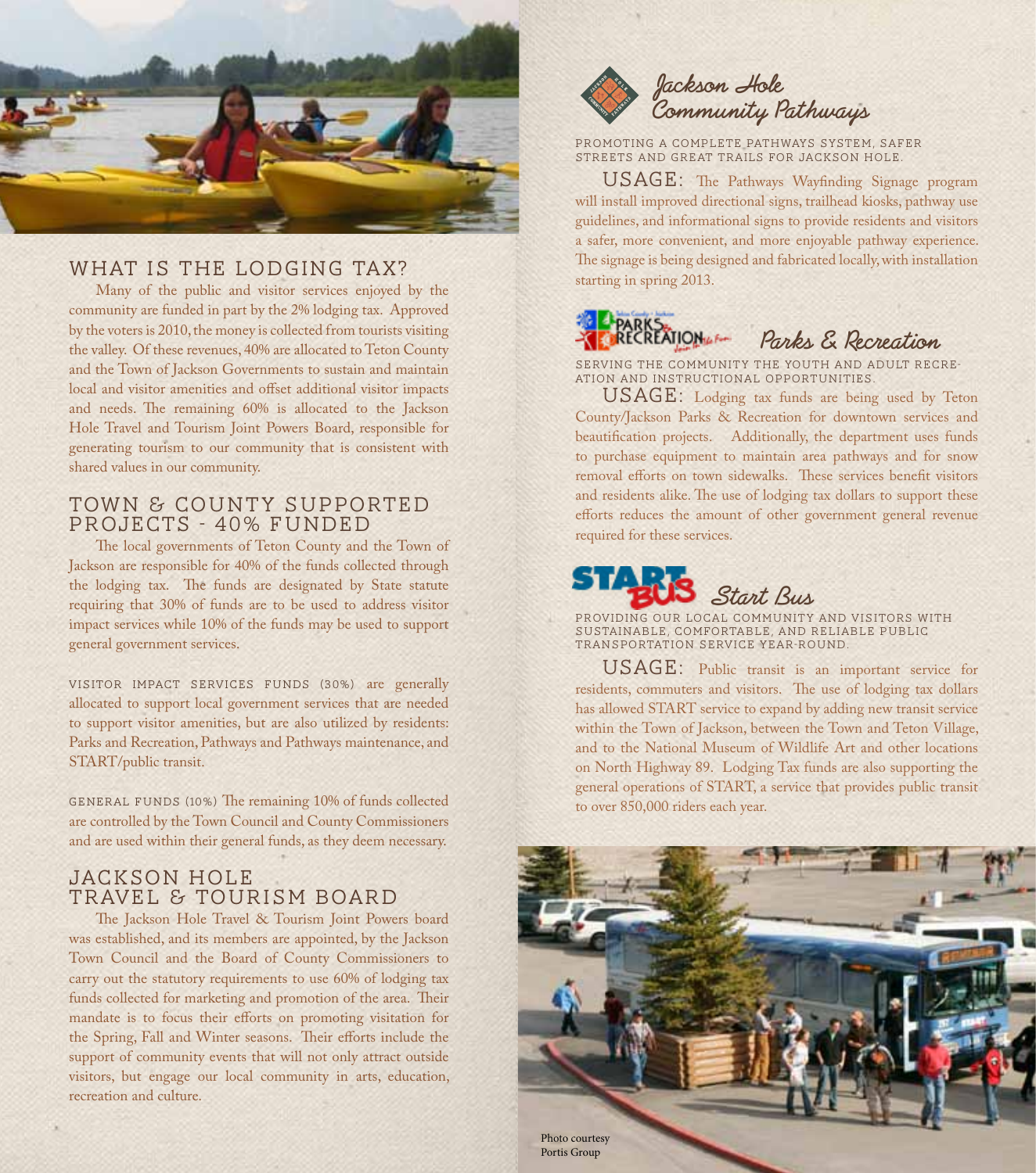## WHAT IS THE LODGING TAX?

Many of the public and visitor services enjoyed by the community are funded in part by the 2% lodging tax. Approved by the voters is 2010, the money is collected from tourists visiting the valley. Of these revenues, 40% are allocated to Teton County and the Town of Jackson Governments to sustain and maintain local and visitor amenities and offset additional visitor impacts and needs. The remaining 60% is allocated to the Jackson Hole Travel and Tourism Joint Powers Board, responsible for generating tourism to our community that is consistent with shared values in our community.

## TOWN & COUNTY SUPPORTED PROJECTS - 40% FUNDED

The local governments of Teton County and the Town of Jackson are responsible for 40% of the funds collected through the lodging tax. The funds are designated by State statute requiring that 30% of funds are to be used to address visitor impact services while 10% of the funds may be used to support general government services.

VISITOR IMPACT SERVICES FUNDS (30%) are generally allocated to support local government services that are needed to support visitor amenities, but are also utilized by residents: Parks and Recreation, Pathways and Pathways maintenance, and START/public transit.

GENERAL FUNDS (10%) The remaining 10% of funds collected are controlled by the Town Council and County Commissioners and are used within their general funds, as they deem necessary.

## JACKSON HOLE TRAVEL & TOURISM BOARD

The Jackson Hole Travel & Tourism Joint Powers board was established, and its members are appointed, by the Jackson Town Council and the Board of County Commissioners to carry out the statutory requirements to use 60% of lodging tax funds collected for marketing and promotion of the area. Their mandate is to focus their efforts on promoting visitation for the Spring, Fall and Winter seasons. Their efforts include the support of community events that will not only attract outside visitors, but engage our local community in arts, education, recreation and culture.

## *Jackson Hole Community Pathways*

PROMOTING A COMPLETE PATHWAYS SYSTEM, SAFER STREETS AND GREAT TRAILS FOR JACKSON HOLE.

USAGE: The Pathways Wayfinding Signage program will install improved directional signs, trailhead kiosks, pathway use guidelines, and informational signs to provide residents and visitors a safer, more convenient, and more enjoyable pathway experience. The signage is being designed and fabricated locally, with installation starting in spring 2013.

## *Parks & Recreation*

SERVING THE COMMUNITY THE YOUTH AND ADULT RECREATION AND INSTRUCTIONAL OPPORTUNITIES.

USAGE: Lodging tax funds are being used by Teton County/Jackson Parks & Recreation for downtown services and beautification projects. Additionally, the department uses funds to purchase equipment to maintain area pathways and for snow removal efforts on town sidewalks. These services benefit visitors and residents alike. The use of lodging tax dollars to support these efforts reduces the amount of other government general revenue required for these services.

## *Start Bus*

PROVIDING OUR LOCAL COMMUNITY AND VISITORS WITH SUSTAINABLE, COMFORTABLE, AND RELIABLE PUBLIC TRANSPORTATION SERVICE YEAR-ROUND.

USAGE: Public transit is an important service for residents, commuters and visitors. The use of lodging tax dollars has allowed START service to expand by adding new transit service within the Town of Jackson, between the Town and Teton Village, and to the National Museum of Wildlife Art and other locations on North Highway 89. Lodging Tax funds are also supporting the general operations of START, a service that provides public transit to over 850,000 riders each year.

Photo courtesy Portis Group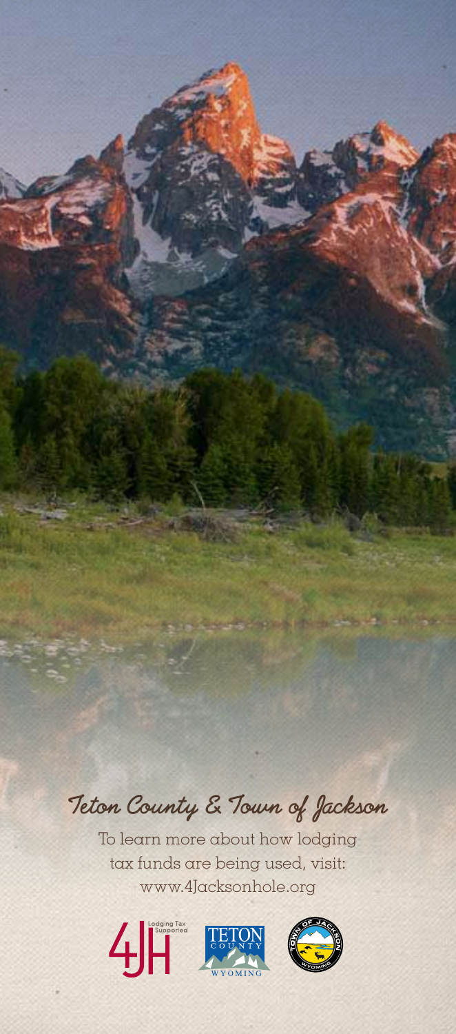## Teton County & Town of Jackson

To learn more about how lodging tax funds are being used, visit: www.4Jacksonhole.org

4JH Lodging Tax Supported

TETON COUNTY WYOMING

TOWN OF JACKSON WYOMING